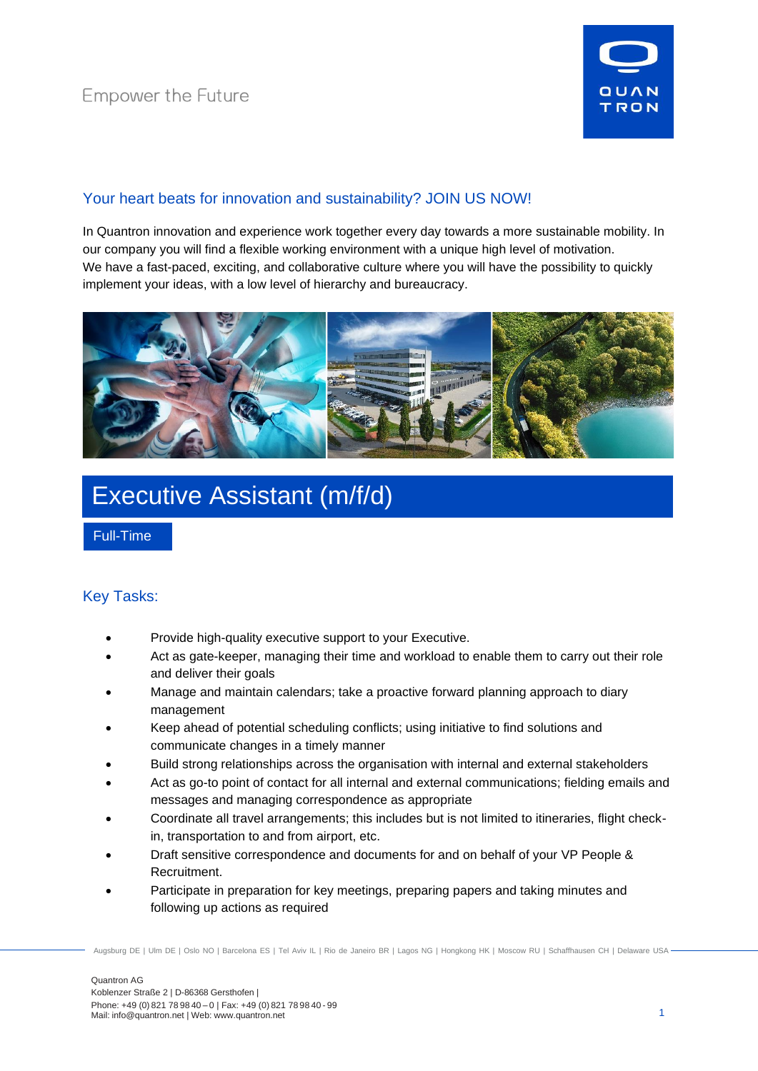Empower the Future

QUAN TRON

## Your heart beats for innovation and sustainability? JOIN US NOW!

In Quantron innovation and experience work together every day towards a more sustainable mobility. In our company you will find a flexible working environment with a unique high level of motivation. We have a fast-paced, exciting, and collaborative culture where you will have the possibility to quickly implement your ideas, with a low level of hierarchy and bureaucracy.

# Executive Assistant (m/f/d)

Full-Time

## Key Tasks:

- Provide high-quality executive support to your Executive.
- Act as gate-keeper, managing their time and workload to enable them to carry out their role and deliver their goals
- Manage and maintain calendars; take a proactive forward planning approach to diary management
- Keep ahead of potential scheduling conflicts; using initiative to find solutions and communicate changes in a timely manner
- Build strong relationships across the organisation with internal and external stakeholders
- Act as go-to point of contact for all internal and external communications; fielding emails and messages and managing correspondence as appropriate
- Coordinate all travel arrangements; this includes but is not limited to itineraries, flight check-in, transportation to and from airport, etc.
- Draft sensitive correspondence and documents for and on behalf of your VP People & Recruitment.
- Participate in preparation for key meetings, preparing papers and taking minutes and following up actions as required

Augsburg DE | Ulm DE | Oslo NO | Barcelona ES | Tel Aviv IL | Rio de Janeiro BR | Lagos NG | Hongkong HK | Moscow RU | Schaffhausen CH | Delaware USA

Quantron AG
Koblenzer Straße 2 | D-86368 Gersthofen |
Phone: +49 (0) 821 78 98 40 – 0 | Fax: +49 (0) 821 78 98 40 - 99
Mail: info@quantron.net | Web: www.quantron.net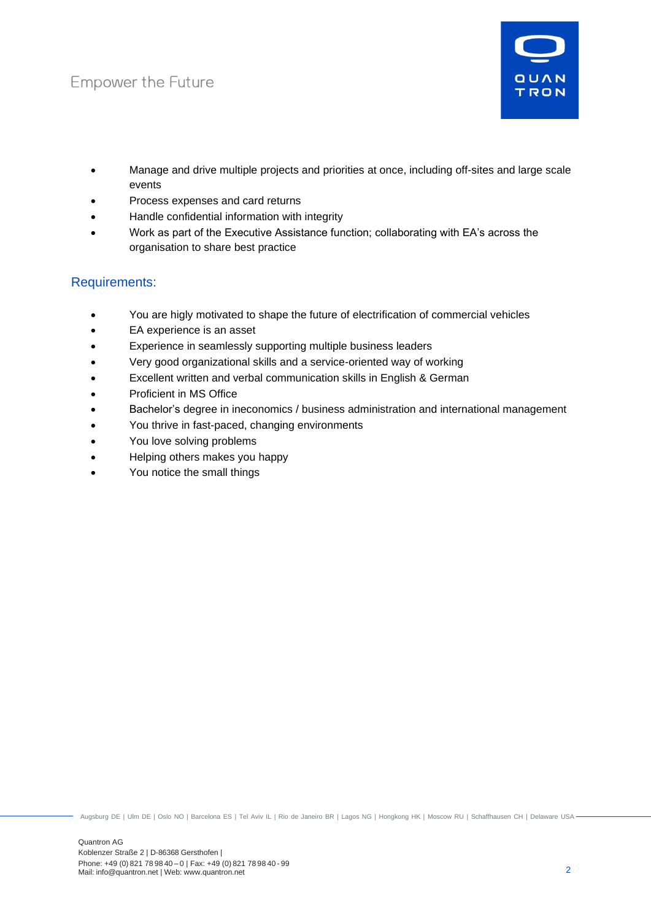- Manage and drive multiple projects and priorities at once, including off-sites and large scale events
- Process expenses and card returns
- Handle confidential information with integrity
- Work as part of the Executive Assistance function; collaborating with EA's across the organisation to share best practice

## Requirements:

- You are higly motivated to shape the future of electrification of commercial vehicles
- EA experience is an asset
- Experience in seamlessly supporting multiple business leaders
- Very good organizational skills and a service-oriented way of working
- Excellent written and verbal communication skills in English & German
- Proficient in MS Office
- Bachelor's degree in ineconomics / business administration and international management
- You thrive in fast-paced, changing environments
- You love solving problems
- Helping others makes you happy
- You notice the small things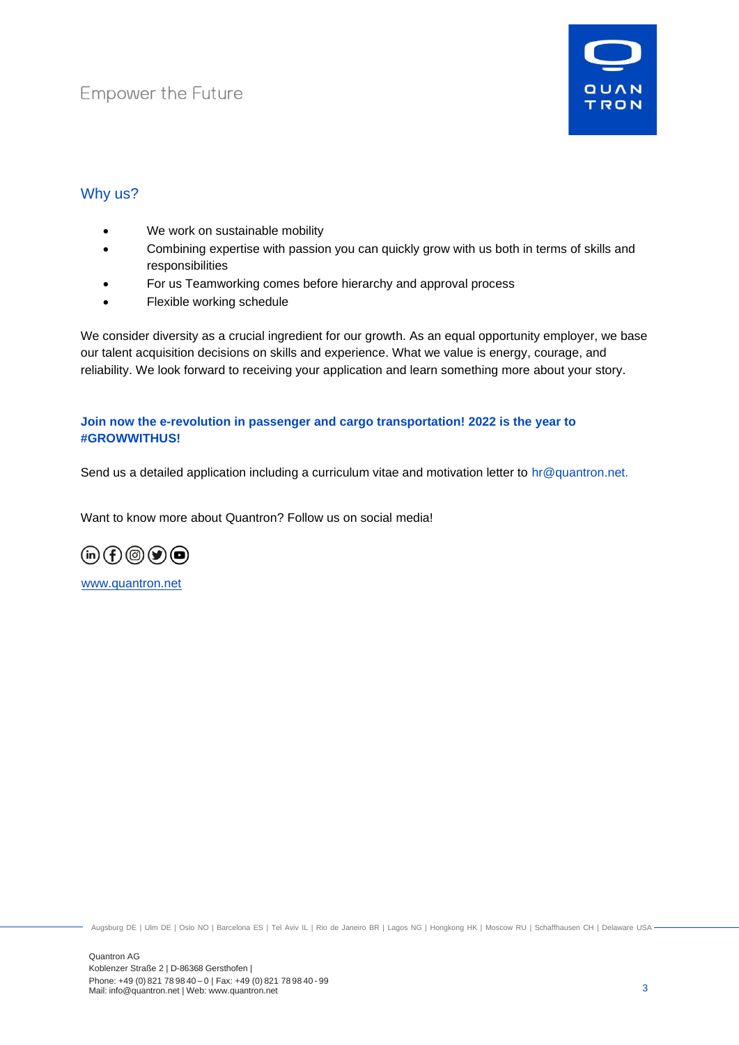## Why us?

- We work on sustainable mobility
- Combining expertise with passion you can quickly grow with us both in terms of skills and responsibilities
- For us Teamworking comes before hierarchy and approval process
- Flexible working schedule

We consider diversity as a crucial ingredient for our growth. As an equal opportunity employer, we base our talent acquisition decisions on skills and experience. What we value is energy, courage, and reliability. We look forward to receiving your application and learn something more about your story.

**Join now the e-revolution in passenger and cargo transportation! 2022 is the year to #GROWWITHUS!**

Send us a detailed application including a curriculum vitae and motivation letter to hr@quantron.net.

Want to know more about Quantron? Follow us on social media!

www.quantron.net